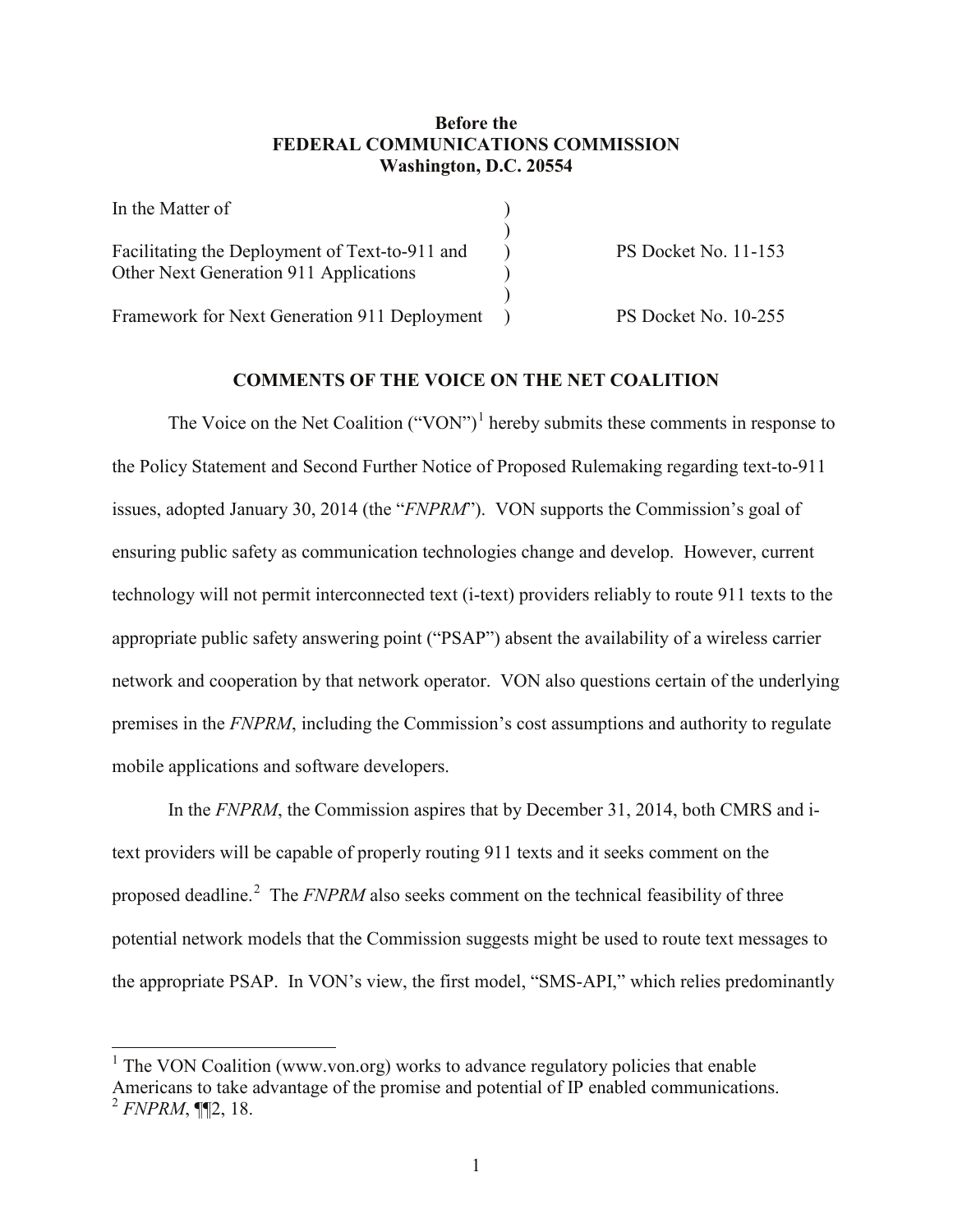**Before the**
**FEDERAL COMMUNICATIONS COMMISSION**
**Washington, D.C. 20554**

| | | |
|---|---|---|
| In the Matter of | ) | |
| | ) | |
| Facilitating the Deployment of Text-to-911 and Other Next Generation 911 Applications | ) | PS Docket No. 11-153 |
| | ) | |
| Framework for Next Generation 911 Deployment | ) | PS Docket No. 10-255 |

## COMMENTS OF THE VOICE ON THE NET COALITION

The Voice on the Net Coalition ("VON")[1] hereby submits these comments in response to the Policy Statement and Second Further Notice of Proposed Rulemaking regarding text-to-911 issues, adopted January 30, 2014 (the "*FNPRM*"). VON supports the Commission's goal of ensuring public safety as communication technologies change and develop. However, current technology will not permit interconnected text (i-text) providers reliably to route 911 texts to the appropriate public safety answering point ("PSAP") absent the availability of a wireless carrier network and cooperation by that network operator. VON also questions certain of the underlying premises in the *FNPRM*, including the Commission's cost assumptions and authority to regulate mobile applications and software developers.

In the *FNPRM*, the Commission aspires that by December 31, 2014, both CMRS and i-text providers will be capable of properly routing 911 texts and it seeks comment on the proposed deadline.[2] The *FNPRM* also seeks comment on the technical feasibility of three potential network models that the Commission suggests might be used to route text messages to the appropriate PSAP. In VON's view, the first model, "SMS-API," which relies predominantly

---

[1] The VON Coalition (www.von.org) works to advance regulatory policies that enable Americans to take advantage of the promise and potential of IP enabled communications.

[2] *FNPRM*, ¶¶2, 18.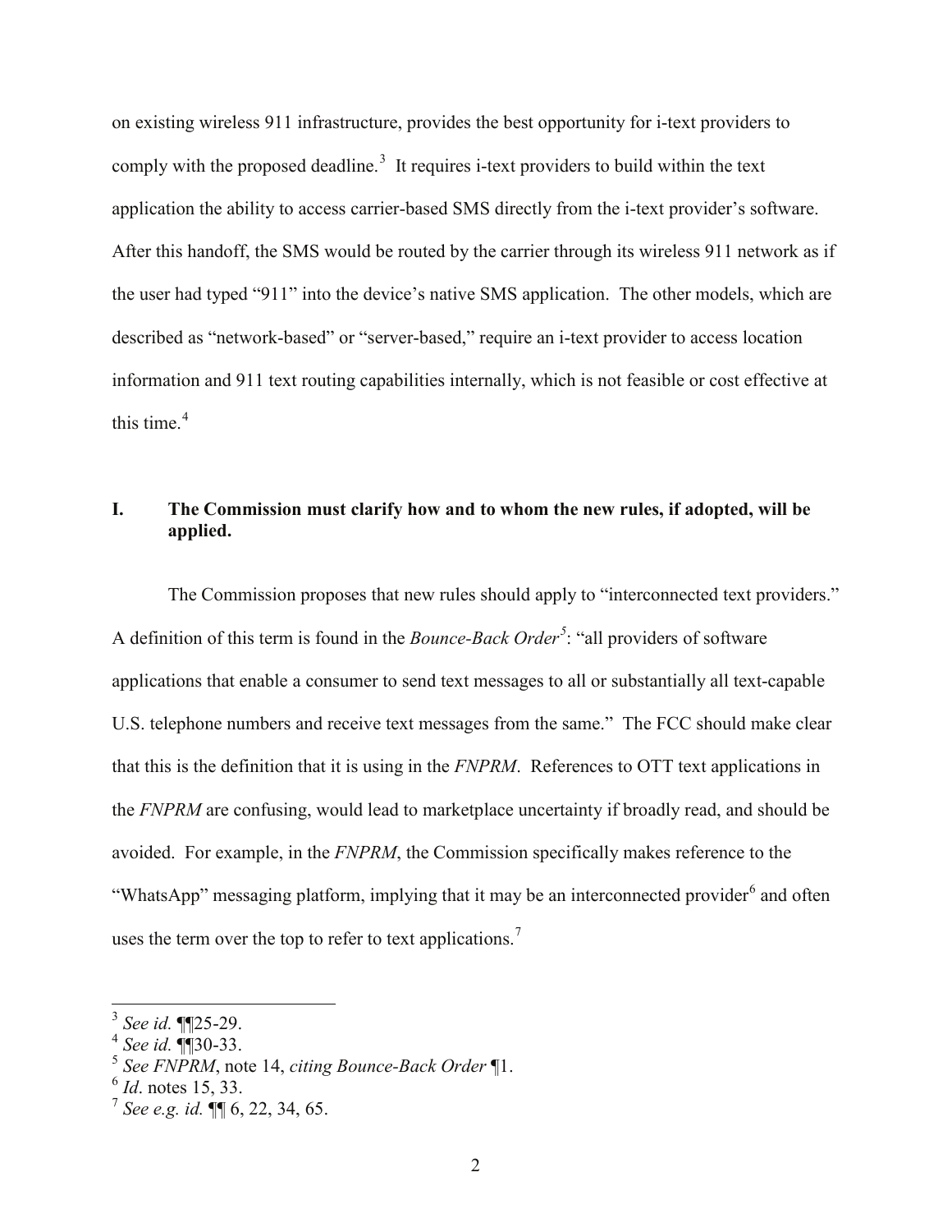on existing wireless 911 infrastructure, provides the best opportunity for i-text providers to comply with the proposed deadline.[3] It requires i-text providers to build within the text application the ability to access carrier-based SMS directly from the i-text provider's software. After this handoff, the SMS would be routed by the carrier through its wireless 911 network as if the user had typed "911" into the device's native SMS application. The other models, which are described as "network-based" or "server-based," require an i-text provider to access location information and 911 text routing capabilities internally, which is not feasible or cost effective at this time.[4]

## I. The Commission must clarify how and to whom the new rules, if adopted, will be applied.

The Commission proposes that new rules should apply to "interconnected text providers." A definition of this term is found in the *Bounce-Back Order*[5]: "all providers of software applications that enable a consumer to send text messages to all or substantially all text-capable U.S. telephone numbers and receive text messages from the same." The FCC should make clear that this is the definition that it is using in the *FNPRM*. References to OTT text applications in the *FNPRM* are confusing, would lead to marketplace uncertainty if broadly read, and should be avoided. For example, in the *FNPRM*, the Commission specifically makes reference to the "WhatsApp" messaging platform, implying that it may be an interconnected provider[6] and often uses the term over the top to refer to text applications.[7]

---

[3] *See id.* ¶¶25-29.

[4] *See id.* ¶¶30-33.

[5] *See FNPRM*, note 14, *citing Bounce-Back Order* ¶1.

[6] *Id*. notes 15, 33.

[7] *See e.g. id.* ¶¶ 6, 22, 34, 65.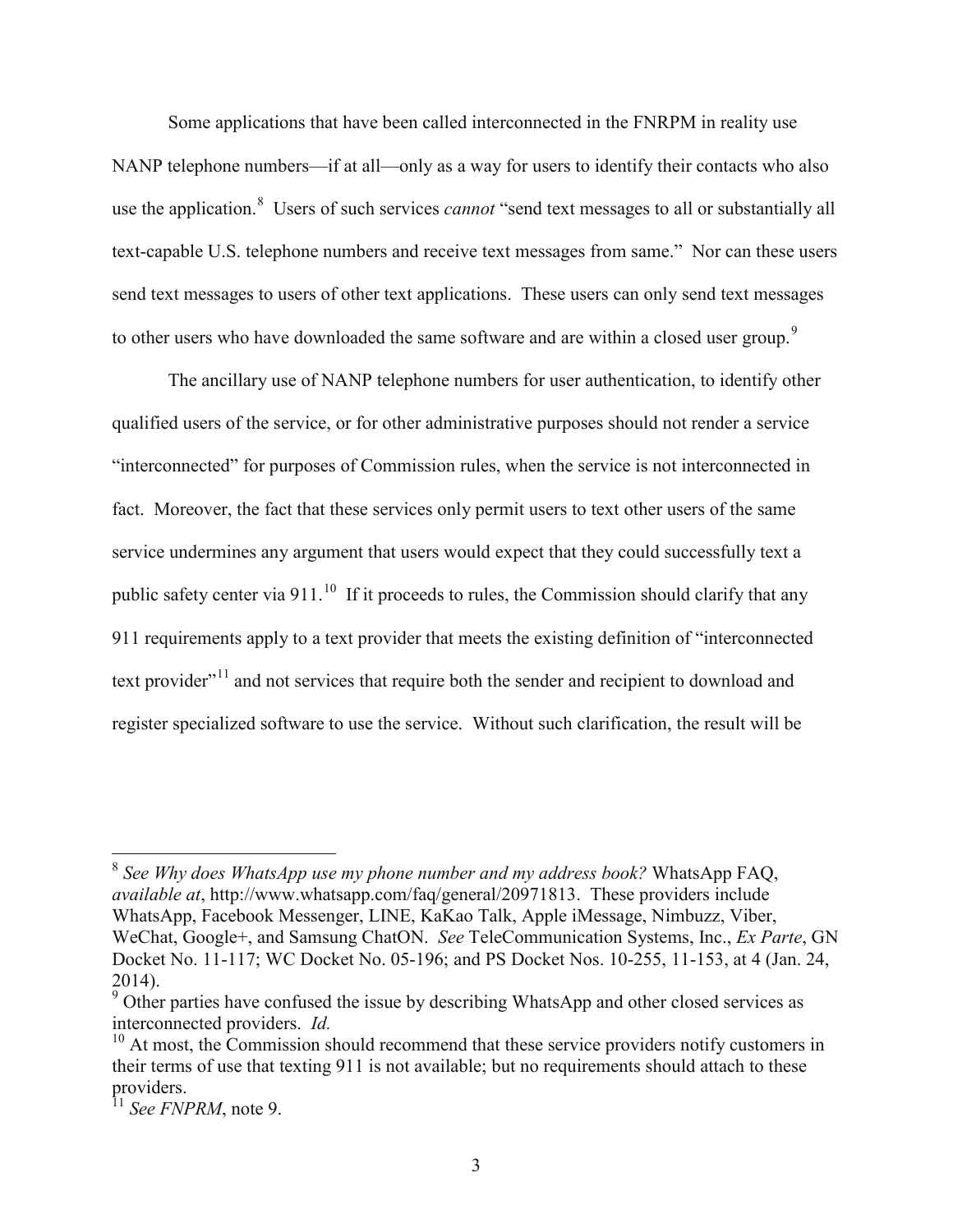Some applications that have been called interconnected in the FNRPM in reality use NANP telephone numbers—if at all—only as a way for users to identify their contacts who also use the application.[8] Users of such services *cannot* "send text messages to all or substantially all text-capable U.S. telephone numbers and receive text messages from same." Nor can these users send text messages to users of other text applications. These users can only send text messages to other users who have downloaded the same software and are within a closed user group.[9]

The ancillary use of NANP telephone numbers for user authentication, to identify other qualified users of the service, or for other administrative purposes should not render a service "interconnected" for purposes of Commission rules, when the service is not interconnected in fact. Moreover, the fact that these services only permit users to text other users of the same service undermines any argument that users would expect that they could successfully text a public safety center via 911.[10] If it proceeds to rules, the Commission should clarify that any 911 requirements apply to a text provider that meets the existing definition of "interconnected text provider"[11] and not services that require both the sender and recipient to download and register specialized software to use the service. Without such clarification, the result will be

---

[8] *See Why does WhatsApp use my phone number and my address book?* WhatsApp FAQ, *available at*, http://www.whatsapp.com/faq/general/20971813. These providers include WhatsApp, Facebook Messenger, LINE, KaKao Talk, Apple iMessage, Nimbuzz, Viber, WeChat, Google+, and Samsung ChatON. *See* TeleCommunication Systems, Inc., *Ex Parte*, GN Docket No. 11-117; WC Docket No. 05-196; and PS Docket Nos. 10-255, 11-153, at 4 (Jan. 24, 2014).

[9] Other parties have confused the issue by describing WhatsApp and other closed services as interconnected providers. *Id.*

[10] At most, the Commission should recommend that these service providers notify customers in their terms of use that texting 911 is not available; but no requirements should attach to these providers.

[11] *See FNPRM*, note 9.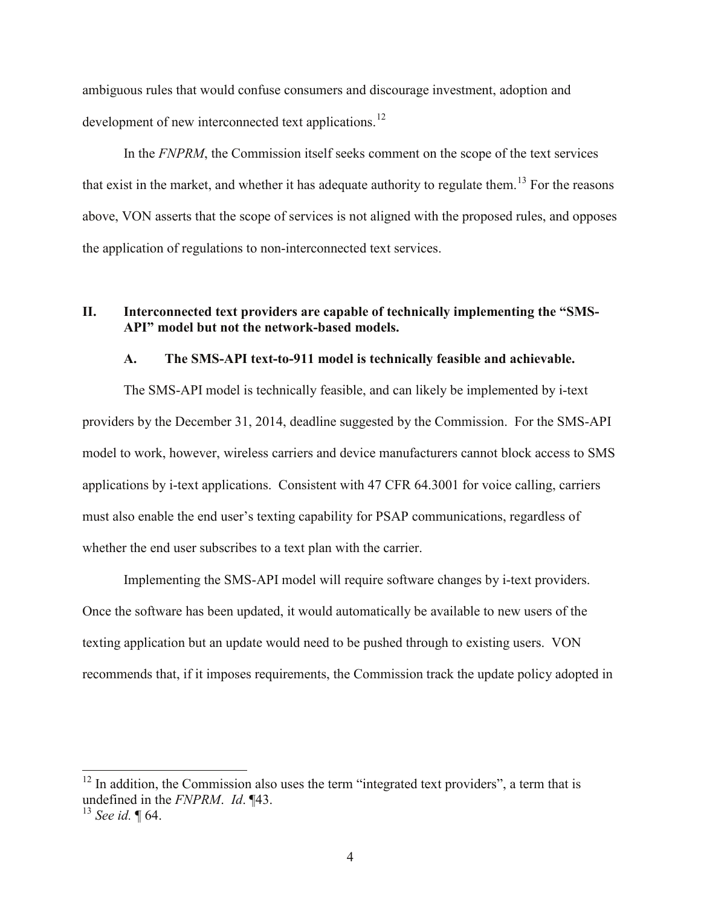ambiguous rules that would confuse consumers and discourage investment, adoption and development of new interconnected text applications.[12]

In the *FNPRM*, the Commission itself seeks comment on the scope of the text services that exist in the market, and whether it has adequate authority to regulate them.[13] For the reasons above, VON asserts that the scope of services is not aligned with the proposed rules, and opposes the application of regulations to non-interconnected text services.

## II. Interconnected text providers are capable of technically implementing the "SMS-API" model but not the network-based models.

### A. The SMS-API text-to-911 model is technically feasible and achievable.

The SMS-API model is technically feasible, and can likely be implemented by i-text providers by the December 31, 2014, deadline suggested by the Commission. For the SMS-API model to work, however, wireless carriers and device manufacturers cannot block access to SMS applications by i-text applications. Consistent with 47 CFR 64.3001 for voice calling, carriers must also enable the end user's texting capability for PSAP communications, regardless of whether the end user subscribes to a text plan with the carrier.

Implementing the SMS-API model will require software changes by i-text providers. Once the software has been updated, it would automatically be available to new users of the texting application but an update would need to be pushed through to existing users. VON recommends that, if it imposes requirements, the Commission track the update policy adopted in

---

[12] In addition, the Commission also uses the term "integrated text providers", a term that is undefined in the *FNPRM*. *Id*. ¶43.

[13] *See id.* ¶ 64.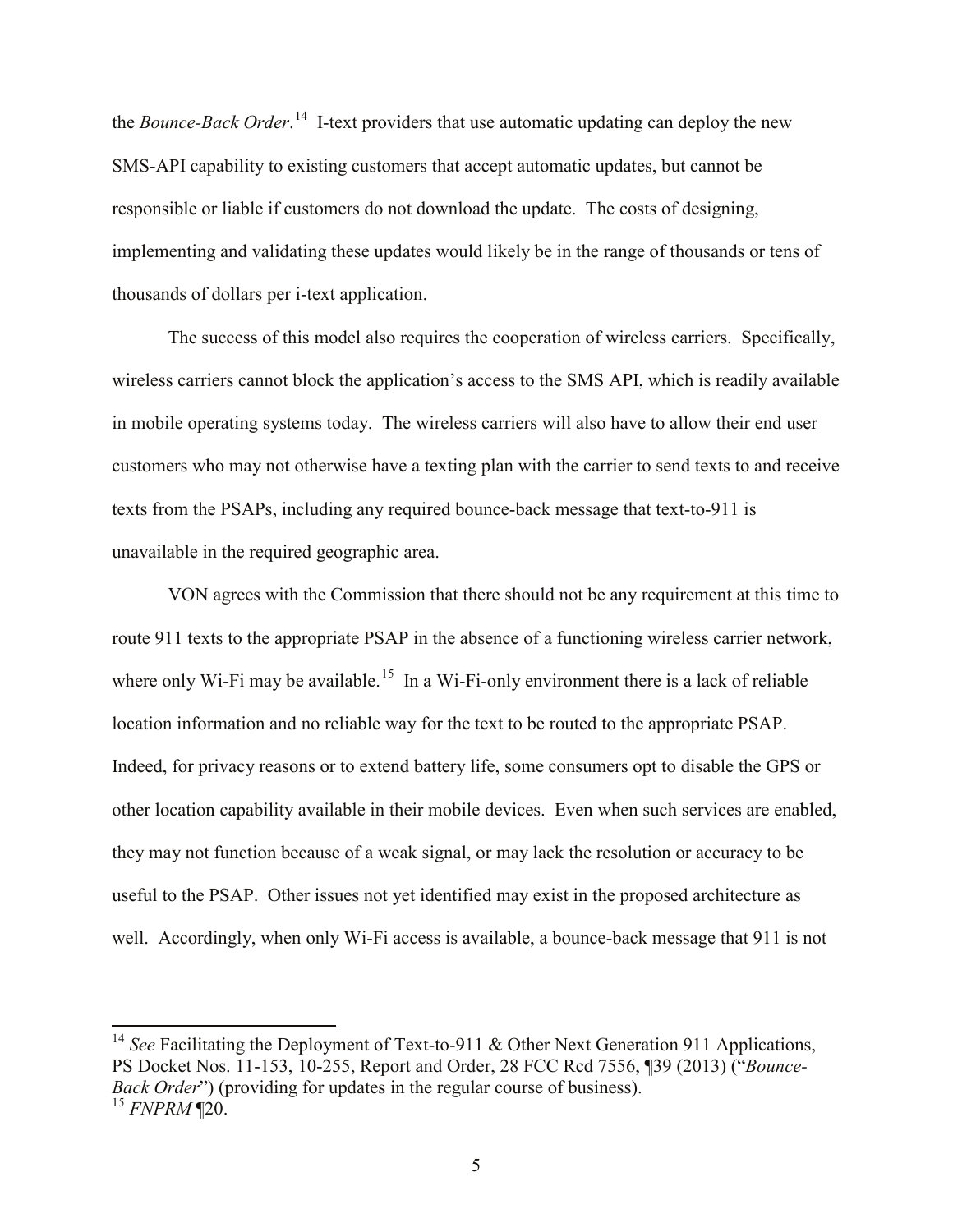the *Bounce-Back Order*.[14] I-text providers that use automatic updating can deploy the new SMS-API capability to existing customers that accept automatic updates, but cannot be responsible or liable if customers do not download the update. The costs of designing, implementing and validating these updates would likely be in the range of thousands or tens of thousands of dollars per i-text application.

The success of this model also requires the cooperation of wireless carriers. Specifically, wireless carriers cannot block the application's access to the SMS API, which is readily available in mobile operating systems today. The wireless carriers will also have to allow their end user customers who may not otherwise have a texting plan with the carrier to send texts to and receive texts from the PSAPs, including any required bounce-back message that text-to-911 is unavailable in the required geographic area.

VON agrees with the Commission that there should not be any requirement at this time to route 911 texts to the appropriate PSAP in the absence of a functioning wireless carrier network, where only Wi-Fi may be available.[15] In a Wi-Fi-only environment there is a lack of reliable location information and no reliable way for the text to be routed to the appropriate PSAP. Indeed, for privacy reasons or to extend battery life, some consumers opt to disable the GPS or other location capability available in their mobile devices. Even when such services are enabled, they may not function because of a weak signal, or may lack the resolution or accuracy to be useful to the PSAP. Other issues not yet identified may exist in the proposed architecture as well. Accordingly, when only Wi-Fi access is available, a bounce-back message that 911 is not

---

[14] *See* Facilitating the Deployment of Text-to-911 & Other Next Generation 911 Applications, PS Docket Nos. 11-153, 10-255, Report and Order, 28 FCC Rcd 7556, ¶39 (2013) ("*Bounce-Back Order*") (providing for updates in the regular course of business).

[15] *FNPRM* ¶20.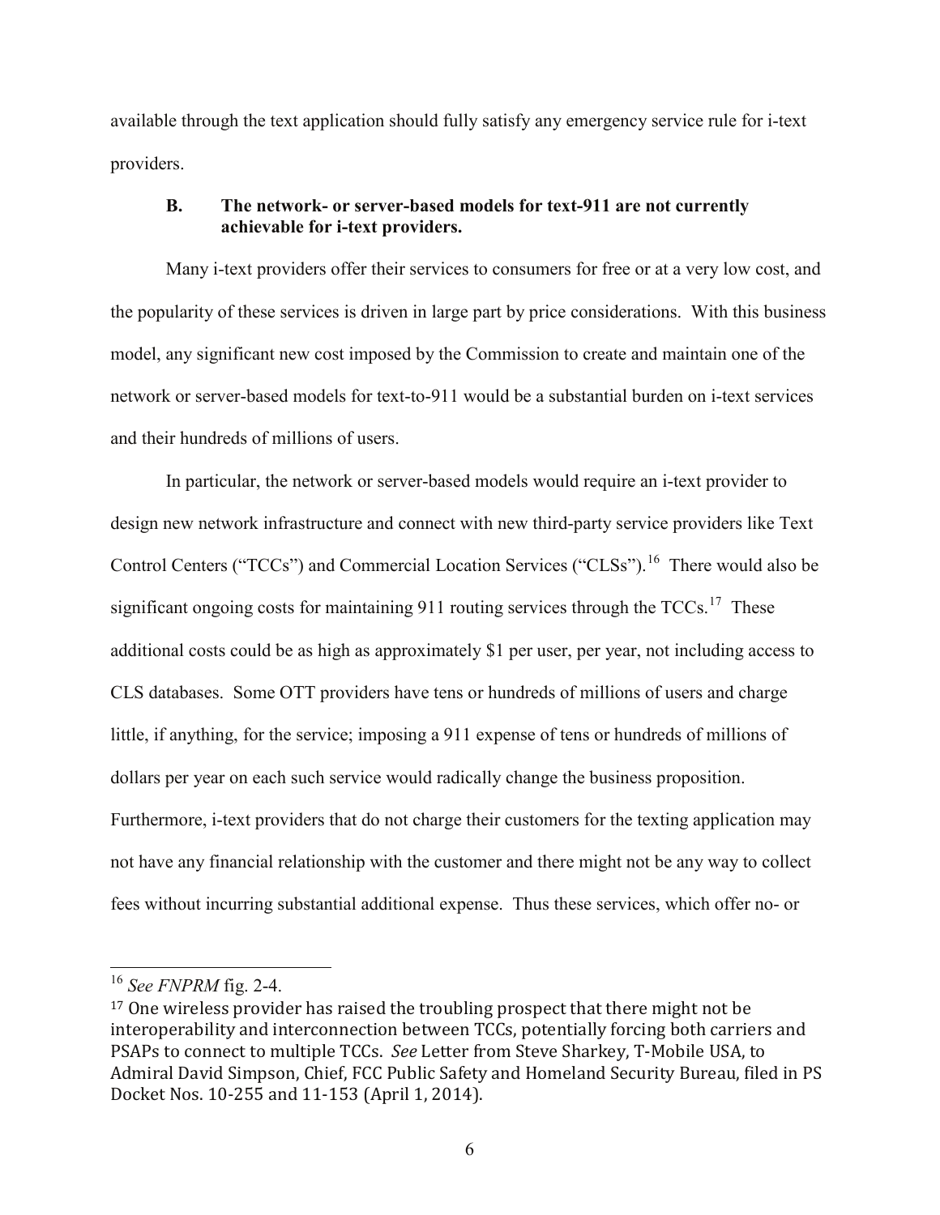available through the text application should fully satisfy any emergency service rule for i-text providers.

### B. The network- or server-based models for text-911 are not currently achievable for i-text providers.

Many i-text providers offer their services to consumers for free or at a very low cost, and the popularity of these services is driven in large part by price considerations. With this business model, any significant new cost imposed by the Commission to create and maintain one of the network or server-based models for text-to-911 would be a substantial burden on i-text services and their hundreds of millions of users.

In particular, the network or server-based models would require an i-text provider to design new network infrastructure and connect with new third-party service providers like Text Control Centers ("TCCs") and Commercial Location Services ("CLSs").[16] There would also be significant ongoing costs for maintaining 911 routing services through the TCCs.[17] These additional costs could be as high as approximately $1 per user, per year, not including access to CLS databases. Some OTT providers have tens or hundreds of millions of users and charge little, if anything, for the service; imposing a 911 expense of tens or hundreds of millions of dollars per year on each such service would radically change the business proposition. Furthermore, i-text providers that do not charge their customers for the texting application may not have any financial relationship with the customer and there might not be any way to collect fees without incurring substantial additional expense. Thus these services, which offer no- or

---

[16] *See FNPRM* fig. 2-4.

[17] One wireless provider has raised the troubling prospect that there might not be interoperability and interconnection between TCCs, potentially forcing both carriers and PSAPs to connect to multiple TCCs. *See* Letter from Steve Sharkey, T-Mobile USA, to Admiral David Simpson, Chief, FCC Public Safety and Homeland Security Bureau, filed in PS Docket Nos. 10-255 and 11-153 (April 1, 2014).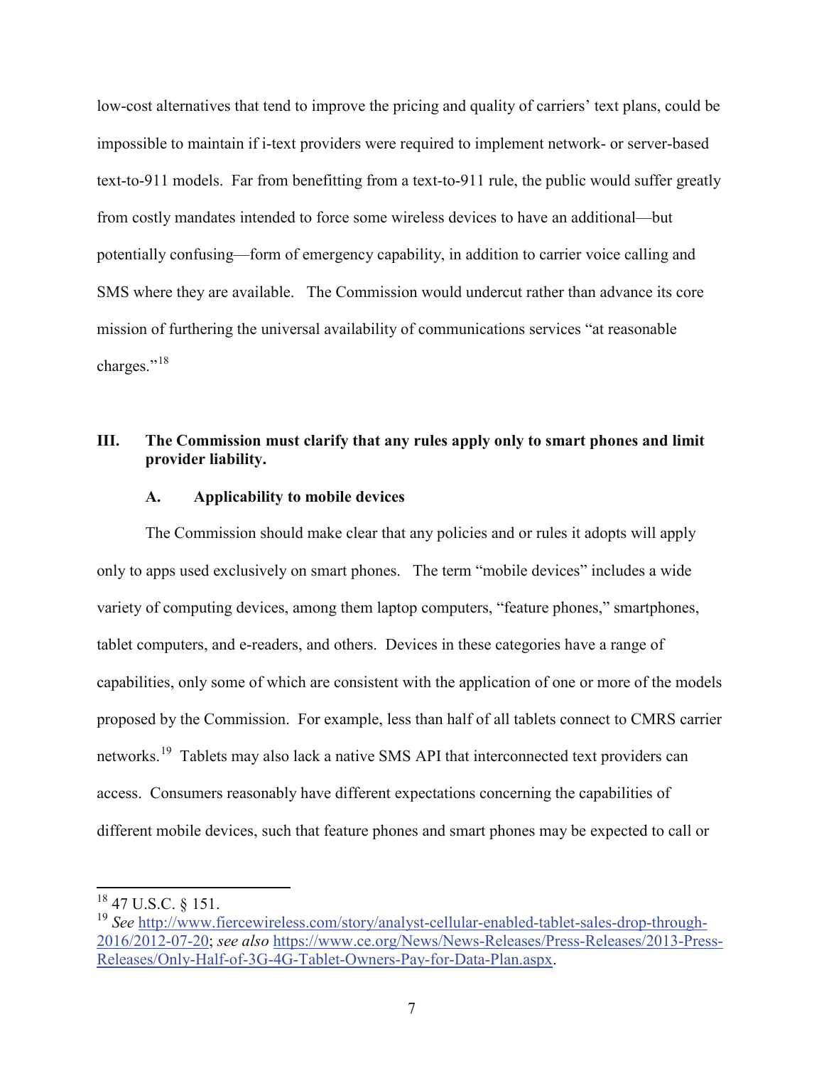low-cost alternatives that tend to improve the pricing and quality of carriers' text plans, could be impossible to maintain if i-text providers were required to implement network- or server-based text-to-911 models. Far from benefitting from a text-to-911 rule, the public would suffer greatly from costly mandates intended to force some wireless devices to have an additional—but potentially confusing—form of emergency capability, in addition to carrier voice calling and SMS where they are available. The Commission would undercut rather than advance its core mission of furthering the universal availability of communications services "at reasonable charges."[18]

## III. The Commission must clarify that any rules apply only to smart phones and limit provider liability.

### A. Applicability to mobile devices

The Commission should make clear that any policies and or rules it adopts will apply only to apps used exclusively on smart phones. The term "mobile devices" includes a wide variety of computing devices, among them laptop computers, "feature phones," smartphones, tablet computers, and e-readers, and others. Devices in these categories have a range of capabilities, only some of which are consistent with the application of one or more of the models proposed by the Commission. For example, less than half of all tablets connect to CMRS carrier networks.[19] Tablets may also lack a native SMS API that interconnected text providers can access. Consumers reasonably have different expectations concerning the capabilities of different mobile devices, such that feature phones and smart phones may be expected to call or

---

[18] 47 U.S.C. § 151.

[19] *See* http://www.fiercewireless.com/story/analyst-cellular-enabled-tablet-sales-drop-through-2016/2012-07-20; *see also* https://www.ce.org/News/News-Releases/Press-Releases/2013-Press-Releases/Only-Half-of-3G-4G-Tablet-Owners-Pay-for-Data-Plan.aspx.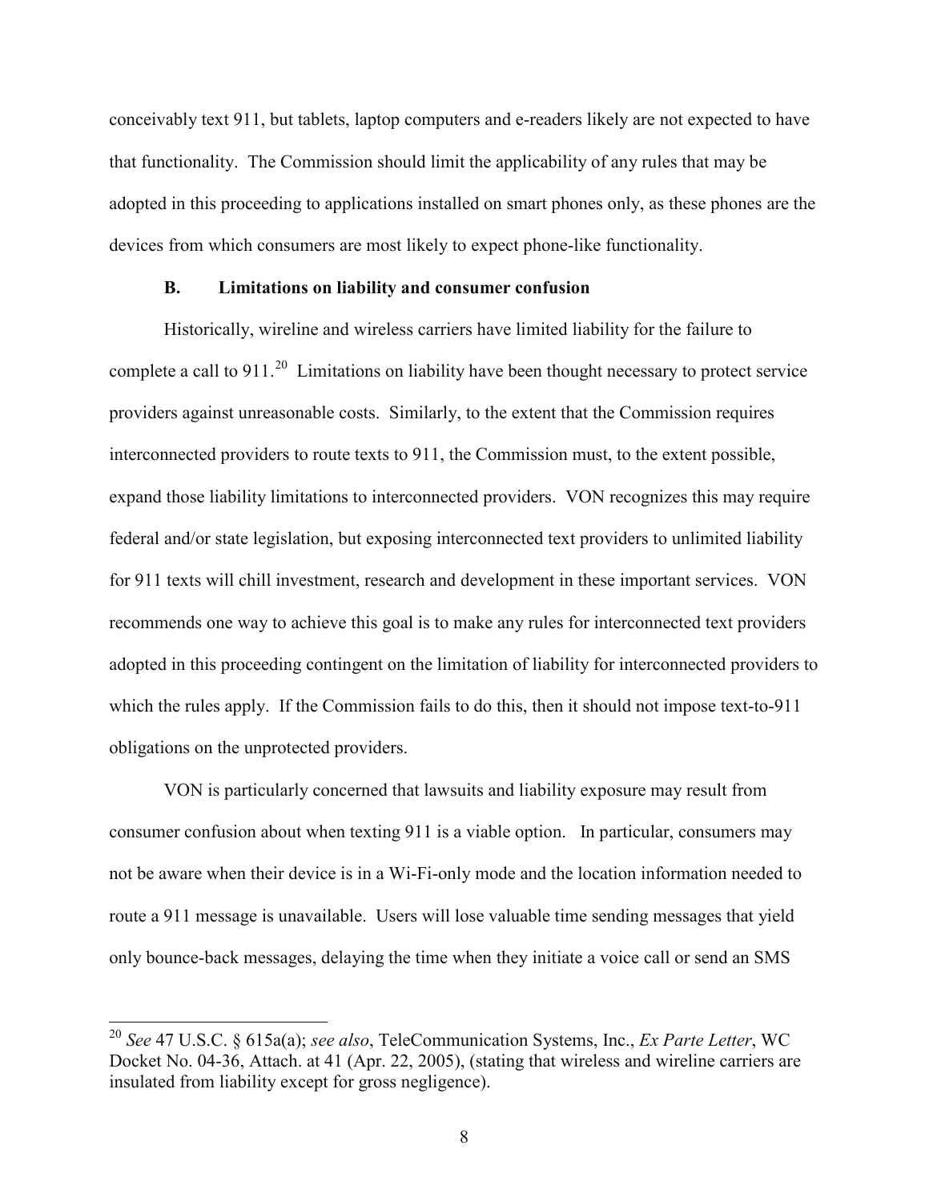conceivably text 911, but tablets, laptop computers and e-readers likely are not expected to have that functionality. The Commission should limit the applicability of any rules that may be adopted in this proceeding to applications installed on smart phones only, as these phones are the devices from which consumers are most likely to expect phone-like functionality.

### B. Limitations on liability and consumer confusion

Historically, wireline and wireless carriers have limited liability for the failure to complete a call to 911.[20] Limitations on liability have been thought necessary to protect service providers against unreasonable costs. Similarly, to the extent that the Commission requires interconnected providers to route texts to 911, the Commission must, to the extent possible, expand those liability limitations to interconnected providers. VON recognizes this may require federal and/or state legislation, but exposing interconnected text providers to unlimited liability for 911 texts will chill investment, research and development in these important services. VON recommends one way to achieve this goal is to make any rules for interconnected text providers adopted in this proceeding contingent on the limitation of liability for interconnected providers to which the rules apply. If the Commission fails to do this, then it should not impose text-to-911 obligations on the unprotected providers.

VON is particularly concerned that lawsuits and liability exposure may result from consumer confusion about when texting 911 is a viable option. In particular, consumers may not be aware when their device is in a Wi-Fi-only mode and the location information needed to route a 911 message is unavailable. Users will lose valuable time sending messages that yield only bounce-back messages, delaying the time when they initiate a voice call or send an SMS

---

[20] *See* 47 U.S.C. § 615a(a); *see also*, TeleCommunication Systems, Inc., *Ex Parte Letter*, WC Docket No. 04-36, Attach. at 41 (Apr. 22, 2005), (stating that wireless and wireline carriers are insulated from liability except for gross negligence).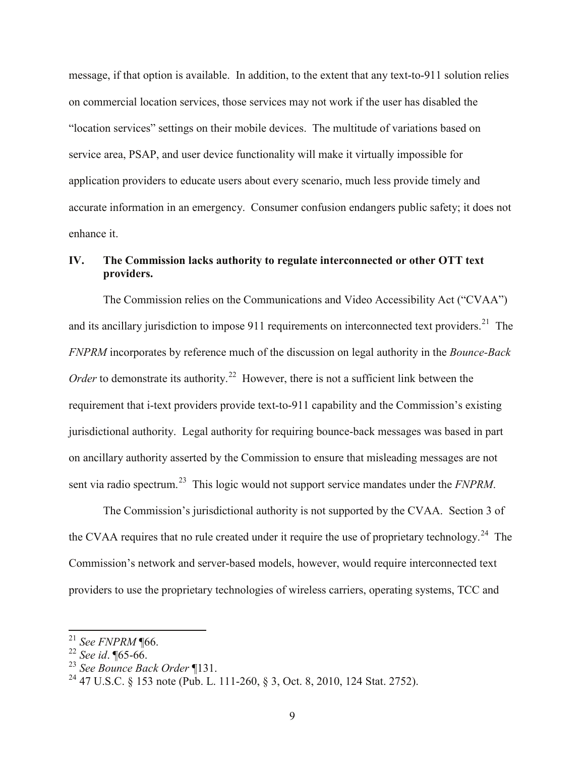message, if that option is available. In addition, to the extent that any text-to-911 solution relies on commercial location services, those services may not work if the user has disabled the "location services" settings on their mobile devices. The multitude of variations based on service area, PSAP, and user device functionality will make it virtually impossible for application providers to educate users about every scenario, much less provide timely and accurate information in an emergency. Consumer confusion endangers public safety; it does not enhance it.

## IV. The Commission lacks authority to regulate interconnected or other OTT text providers.

The Commission relies on the Communications and Video Accessibility Act ("CVAA") and its ancillary jurisdiction to impose 911 requirements on interconnected text providers.[21] The *FNPRM* incorporates by reference much of the discussion on legal authority in the *Bounce-Back Order* to demonstrate its authority.[22] However, there is not a sufficient link between the requirement that i-text providers provide text-to-911 capability and the Commission's existing jurisdictional authority. Legal authority for requiring bounce-back messages was based in part on ancillary authority asserted by the Commission to ensure that misleading messages are not sent via radio spectrum.[23] This logic would not support service mandates under the *FNPRM*.

The Commission's jurisdictional authority is not supported by the CVAA. Section 3 of the CVAA requires that no rule created under it require the use of proprietary technology.[24] The Commission's network and server-based models, however, would require interconnected text providers to use the proprietary technologies of wireless carriers, operating systems, TCC and

---

[21] *See FNPRM* ¶66.

[22] *See id*. ¶65-66.

[23] *See Bounce Back Order* ¶131.

[24] 47 U.S.C. § 153 note (Pub. L. 111-260, § 3, Oct. 8, 2010, 124 Stat. 2752).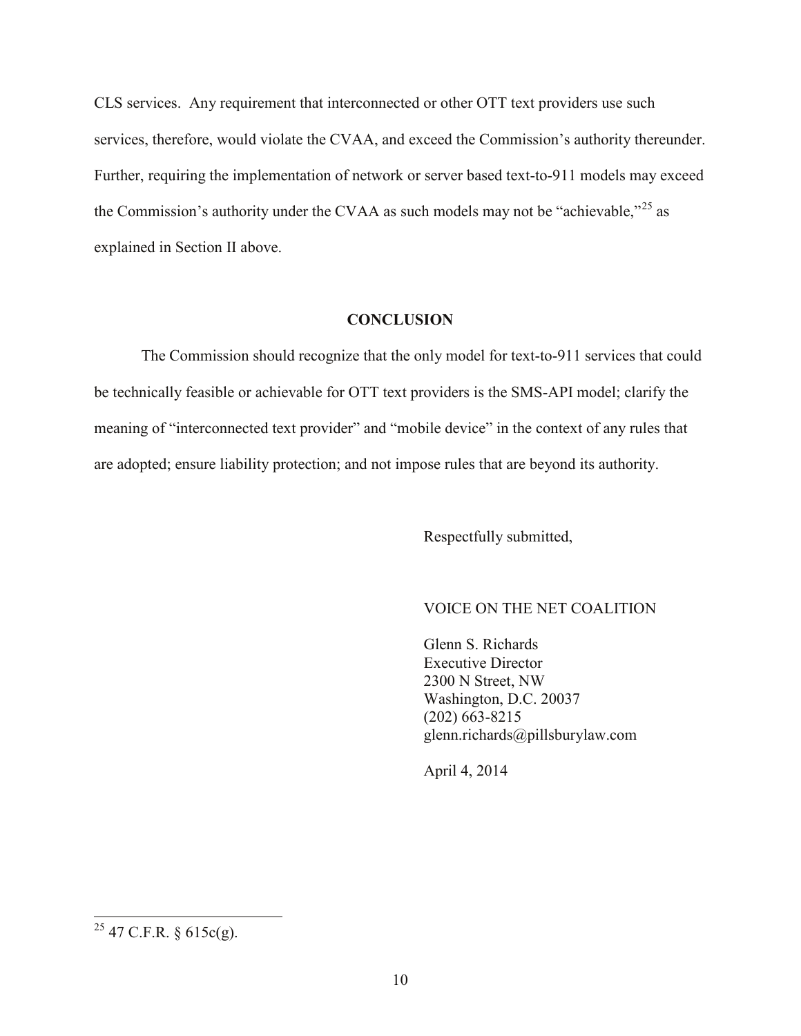CLS services. Any requirement that interconnected or other OTT text providers use such services, therefore, would violate the CVAA, and exceed the Commission's authority thereunder. Further, requiring the implementation of network or server based text-to-911 models may exceed the Commission's authority under the CVAA as such models may not be "achievable,"[25] as explained in Section II above.

## CONCLUSION

The Commission should recognize that the only model for text-to-911 services that could be technically feasible or achievable for OTT text providers is the SMS-API model; clarify the meaning of "interconnected text provider" and "mobile device" in the context of any rules that are adopted; ensure liability protection; and not impose rules that are beyond its authority.

Respectfully submitted,

VOICE ON THE NET COALITION

Glenn S. Richards
Executive Director
2300 N Street, NW
Washington, D.C. 20037
(202) 663-8215
glenn.richards@pillsburylaw.com

April 4, 2014

---

[25] 47 C.F.R. § 615c(g).